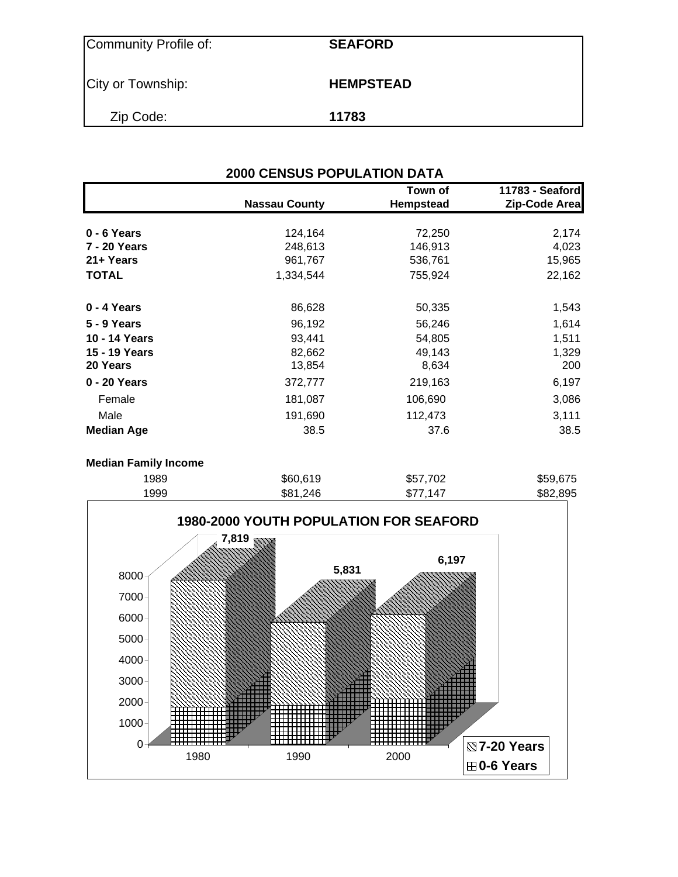| Community Profile of: | SEAFORD |
|---|---|
| City or Township: | HEMPSTEAD |
| Zip Code: | 11783 |

## 2000 CENSUS POPULATION DATA

| | Nassau County | Town of Hempstead | 11783 - Seaford Zip-Code Area |
|---|---|---|---|
| **0 - 6 Years** | 124,164 | 72,250 | 2,174 |
| **7 - 20 Years** | 248,613 | 146,913 | 4,023 |
| **21+ Years** | 961,767 | 536,761 | 15,965 |
| **TOTAL** | 1,334,544 | 755,924 | 22,162 |
| | | | |
| **0 - 4 Years** | 86,628 | 50,335 | 1,543 |
| **5 - 9 Years** | 96,192 | 56,246 | 1,614 |
| **10 - 14 Years** | 93,441 | 54,805 | 1,511 |
| **15 - 19 Years** | 82,662 | 49,143 | 1,329 |
| **20 Years** | 13,854 | 8,634 | 200 |
| **0 - 20 Years** | 372,777 | 219,163 | 6,197 |
| Female | 181,087 | 106,690 | 3,086 |
| Male | 191,690 | 112,473 | 3,111 |
| **Median Age** | 38.5 | 37.6 | 38.5 |
| | | | |
| **Median Family Income** | | | |
| 1989 | $60,619 | $57,702 | $59,675 |
| 1999 | $81,246 | $77,147 | $82,895 |

**1980-2000 YOUTH POPULATION FOR SEAFORD**

| Year | Total (0-20 Years) |
|---|---|
| 1980 | 7,819 |
| 1990 | 5,831 |
| 2000 | 6,197 |

Legend: 7-20 Years; 0-6 Years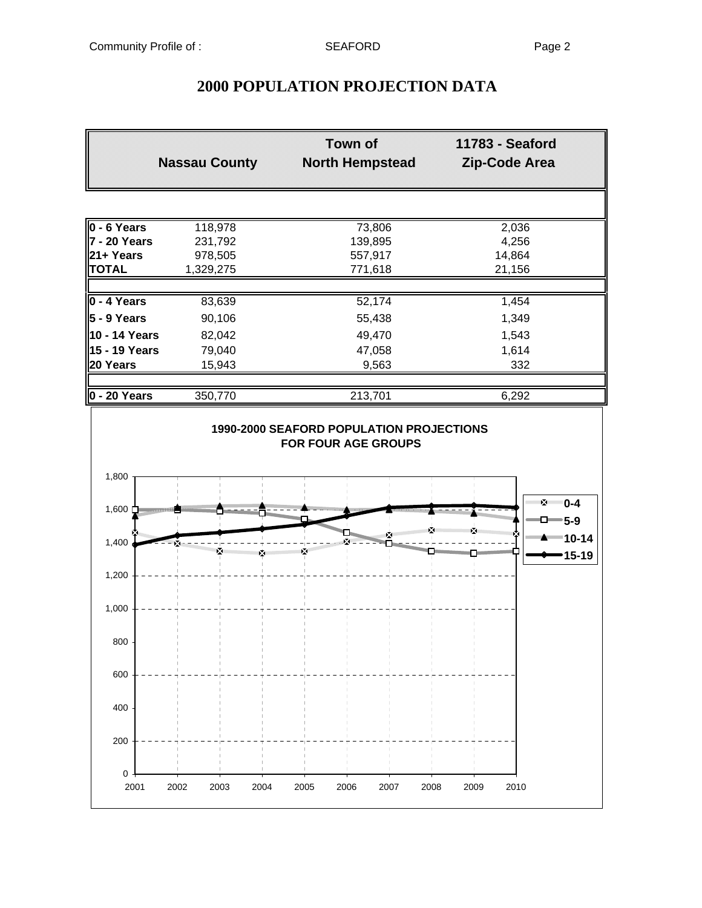# 2000 POPULATION PROJECTION DATA

| | Nassau County | Town of North Hempstead | 11783 - Seaford Zip-Code Area |
|---|---|---|---|
| **0 - 6 Years** | 118,978 | 73,806 | 2,036 |
| **7 - 20 Years** | 231,792 | 139,895 | 4,256 |
| **21+ Years** | 978,505 | 557,917 | 14,864 |
| **TOTAL** | 1,329,275 | 771,618 | 21,156 |
| | | | |
| **0 - 4 Years** | 83,639 | 52,174 | 1,454 |
| **5 - 9 Years** | 90,106 | 55,438 | 1,349 |
| **10 - 14 Years** | 82,042 | 49,470 | 1,543 |
| **15 - 19 Years** | 79,040 | 47,058 | 1,614 |
| **20 Years** | 15,943 | 9,563 | 332 |
| | | | |
| **0 - 20 Years** | 350,770 | 213,701 | 6,292 |

**1990-2000 SEAFORD POPULATION PROJECTIONS FOR FOUR AGE GROUPS**

Legend: 0-4, 5-9, 10-14, 15-19

Y-axis: 0 – 1,800; X-axis: 2001 – 2010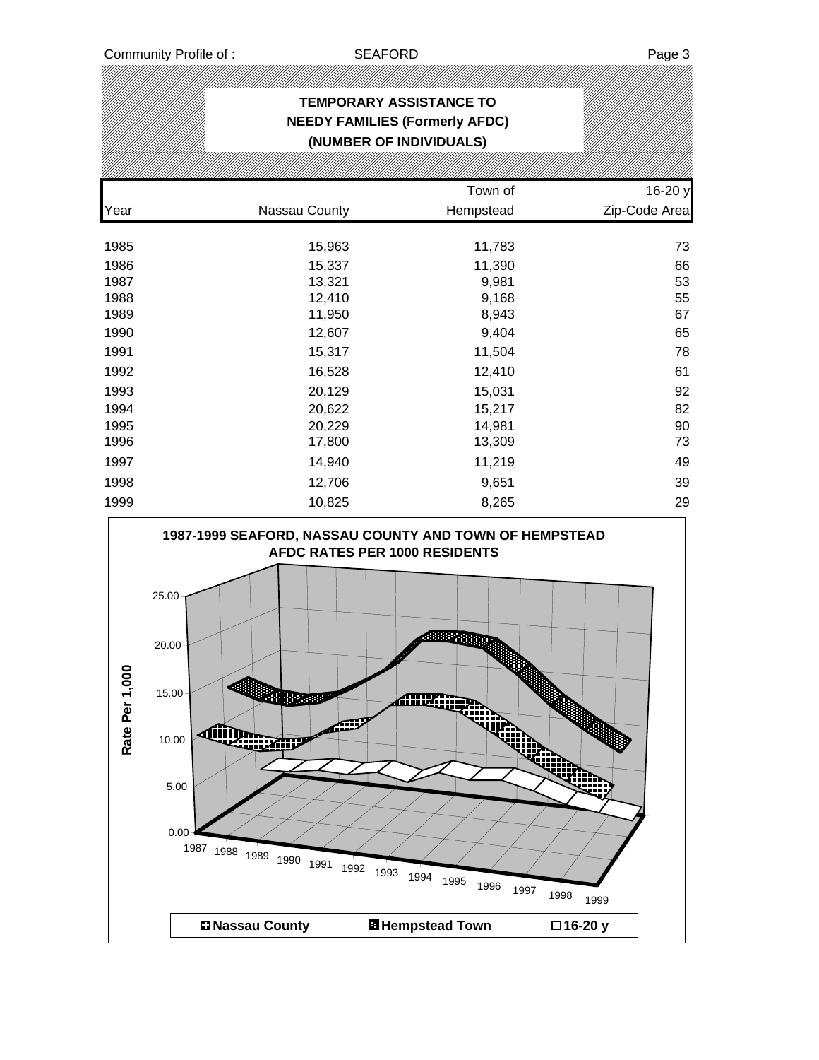## TEMPORARY ASSISTANCE TO NEEDY FAMILIES (Formerly AFDC) (NUMBER OF INDIVIDUALS)

| Year | Nassau County | Town of Hempstead | 16-20 y Zip-Code Area |
|---|---|---|---|
| 1985 | 15,963 | 11,783 | 73 |
| 1986 | 15,337 | 11,390 | 66 |
| 1987 | 13,321 | 9,981 | 53 |
| 1988 | 12,410 | 9,168 | 55 |
| 1989 | 11,950 | 8,943 | 67 |
| 1990 | 12,607 | 9,404 | 65 |
| 1991 | 15,317 | 11,504 | 78 |
| 1992 | 16,528 | 12,410 | 61 |
| 1993 | 20,129 | 15,031 | 92 |
| 1994 | 20,622 | 15,217 | 82 |
| 1995 | 20,229 | 14,981 | 90 |
| 1996 | 17,800 | 13,309 | 73 |
| 1997 | 14,940 | 11,219 | 49 |
| 1998 | 12,706 | 9,651 | 39 |
| 1999 | 10,825 | 8,265 | 29 |

**1987-1999 SEAFORD, NASSAU COUNTY AND TOWN OF HEMPSTEAD AFDC RATES PER 1000 RESIDENTS**

Rate Per 1,000

Legend: Nassau County, Hempstead Town, 16-20 y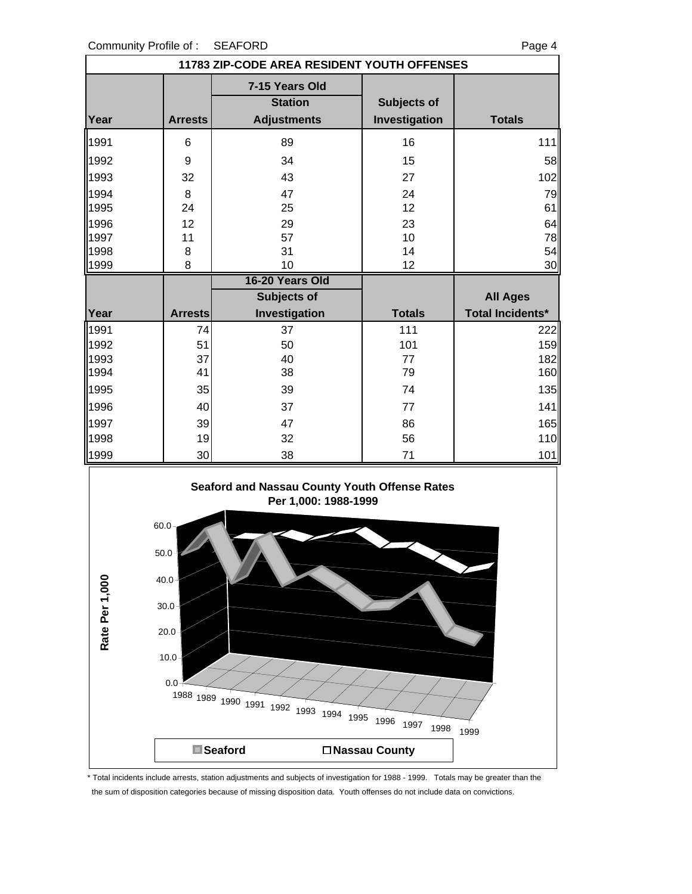Community Profile of : SEAFORD

## 11783 ZIP-CODE AREA RESIDENT YOUTH OFFENSES

| | 7-15 Years Old | | | |
|---|---|---|---|---|
| Year | Arrests | Station Adjustments | Subjects of Investigation | Totals |
| 1991 | 6 | 89 | 16 | 111 |
| 1992 | 9 | 34 | 15 | 58 |
| 1993 | 32 | 43 | 27 | 102 |
| 1994 | 8 | 47 | 24 | 79 |
| 1995 | 24 | 25 | 12 | 61 |
| 1996 | 12 | 29 | 23 | 64 |
| 1997 | 11 | 57 | 10 | 78 |
| 1998 | 8 | 31 | 14 | 54 |
| 1999 | 8 | 10 | 12 | 30 |

| | 16-20 Years Old | | | |
|---|---|---|---|---|
| Year | Arrests | Subjects of Investigation | Totals | All Ages Total Incidents* |
| 1991 | 74 | 37 | 111 | 222 |
| 1992 | 51 | 50 | 101 | 159 |
| 1993 | 37 | 40 | 77 | 182 |
| 1994 | 41 | 38 | 79 | 160 |
| 1995 | 35 | 39 | 74 | 135 |
| 1996 | 40 | 37 | 77 | 141 |
| 1997 | 39 | 47 | 86 | 165 |
| 1998 | 19 | 32 | 56 | 110 |
| 1999 | 30 | 38 | 71 | 101 |

**Seaford and Nassau County Youth Offense Rates Per 1,000: 1988-1999**

Rate Per 1,000

Seaford / Nassau County

\* Total incidents include arrests, station adjustments and subjects of investigation for 1988 - 1999. Totals may be greater than the the sum of disposition categories because of missing disposition data. Youth offenses do not include data on convictions.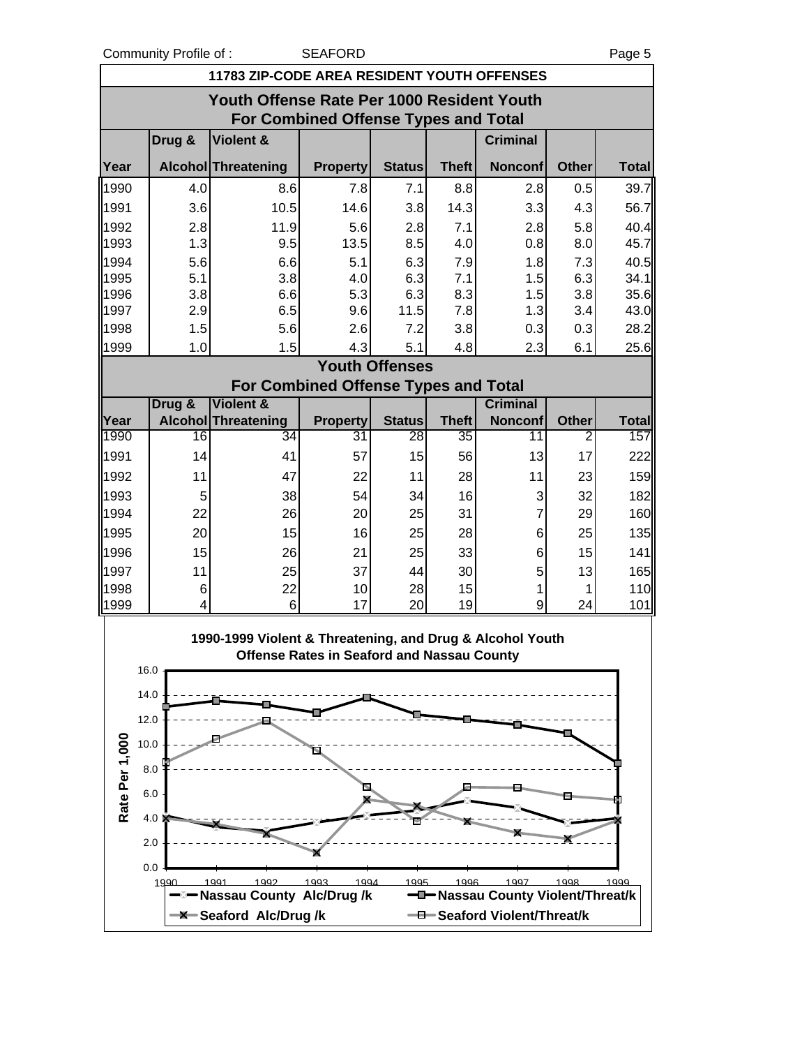## 11783 ZIP-CODE AREA RESIDENT YOUTH OFFENSES

### Youth Offense Rate Per 1000 Resident Youth For Combined Offense Types and Total

| Year | Drug & Alcohol | Violent & Threatening | Property | Status | Theft | Criminal Nonconf | Other | Total |
|---|---|---|---|---|---|---|---|---|
| 1990 | 4.0 | 8.6 | 7.8 | 7.1 | 8.8 | 2.8 | 0.5 | 39.7 |
| 1991 | 3.6 | 10.5 | 14.6 | 3.8 | 14.3 | 3.3 | 4.3 | 56.7 |
| 1992 | 2.8 | 11.9 | 5.6 | 2.8 | 7.1 | 2.8 | 5.8 | 40.4 |
| 1993 | 1.3 | 9.5 | 13.5 | 8.5 | 4.0 | 0.8 | 8.0 | 45.7 |
| 1994 | 5.6 | 6.6 | 5.1 | 6.3 | 7.9 | 1.8 | 7.3 | 40.5 |
| 1995 | 5.1 | 3.8 | 4.0 | 6.3 | 7.1 | 1.5 | 6.3 | 34.1 |
| 1996 | 3.8 | 6.6 | 5.3 | 6.3 | 8.3 | 1.5 | 3.8 | 35.6 |
| 1997 | 2.9 | 6.5 | 9.6 | 11.5 | 7.8 | 1.3 | 3.4 | 43.0 |
| 1998 | 1.5 | 5.6 | 2.6 | 7.2 | 3.8 | 0.3 | 0.3 | 28.2 |
| 1999 | 1.0 | 1.5 | 4.3 | 5.1 | 4.8 | 2.3 | 6.1 | 25.6 |

### Youth Offenses For Combined Offense Types and Total

| Year | Drug & Alcohol | Violent & Threatening | Property | Status | Theft | Criminal Nonconf | Other | Total |
|---|---|---|---|---|---|---|---|---|
| 1990 | 16 | 34 | 31 | 28 | 35 | 11 | 2 | 157 |
| 1991 | 14 | 41 | 57 | 15 | 56 | 13 | 17 | 222 |
| 1992 | 11 | 47 | 22 | 11 | 28 | 11 | 23 | 159 |
| 1993 | 5 | 38 | 54 | 34 | 16 | 3 | 32 | 182 |
| 1994 | 22 | 26 | 20 | 25 | 31 | 7 | 29 | 160 |
| 1995 | 20 | 15 | 16 | 25 | 28 | 6 | 25 | 135 |
| 1996 | 15 | 26 | 21 | 25 | 33 | 6 | 15 | 141 |
| 1997 | 11 | 25 | 37 | 44 | 30 | 5 | 13 | 165 |
| 1998 | 6 | 22 | 10 | 28 | 15 | 1 | 1 | 110 |
| 1999 | 4 | 6 | 17 | 20 | 19 | 9 | 24 | 101 |

**1990-1999 Violent & Threatening, and Drug & Alcohol Youth Offense Rates in Seaford and Nassau County**

Legend: Nassau County Alc/Drug /k; Nassau County Violent/Threat/k; Seaford Alc/Drug /k; Seaford Violent/Threat/k

Y-axis: Rate Per 1,000 (0.0–16.0); X-axis: 1990–1999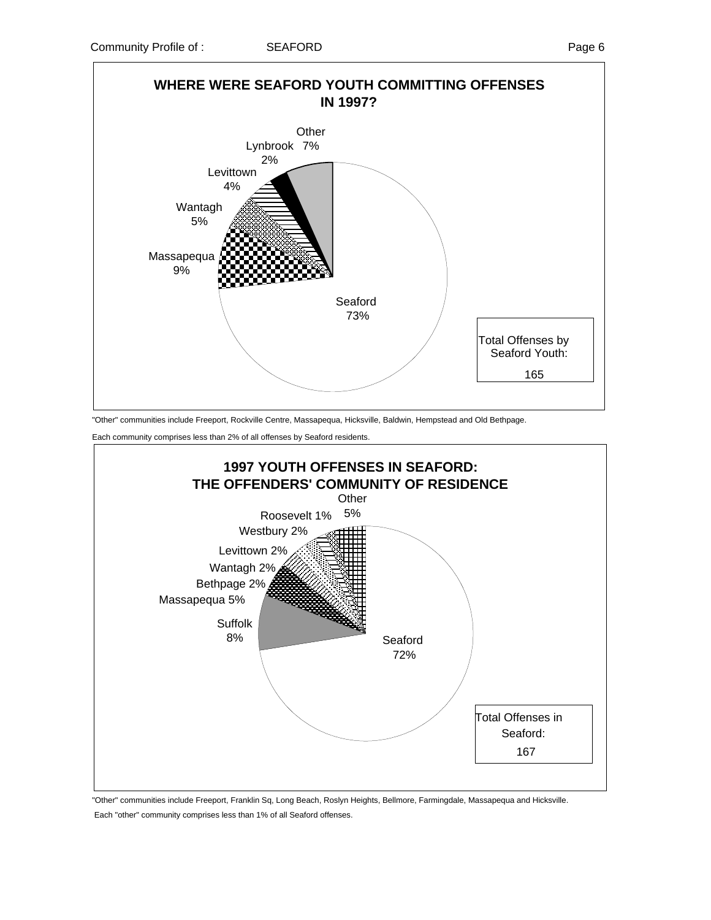## WHERE WERE SEAFORD YOUTH COMMITTING OFFENSES IN 1997?

| Community | Percent |
|---|---|
| Seaford | 73% |
| Massapequa | 9% |
| Wantagh | 5% |
| Levittown | 4% |
| Lynbrook | 2% |
| Other | 7% |

Total Offenses by Seaford Youth: 165

"Other" communities include Freeport, Rockville Centre, Massapequa, Hicksville, Baldwin, Hempstead and Old Bethpage.

Each community comprises less than 2% of all offenses by Seaford residents.

## 1997 YOUTH OFFENSES IN SEAFORD: THE OFFENDERS' COMMUNITY OF RESIDENCE

| Community | Percent |
|---|---|
| Seaford | 72% |
| Suffolk | 8% |
| Massapequa | 5% |
| Bethpage | 2% |
| Wantagh | 2% |
| Levittown | 2% |
| Westbury | 2% |
| Roosevelt | 1% |
| Other | 5% |

Total Offenses in Seaford: 167

"Other" communities include Freeport, Franklin Sq, Long Beach, Roslyn Heights, Bellmore, Farmingdale, Massapequa and Hicksville.

Each "other" community comprises less than 1% of all Seaford offenses.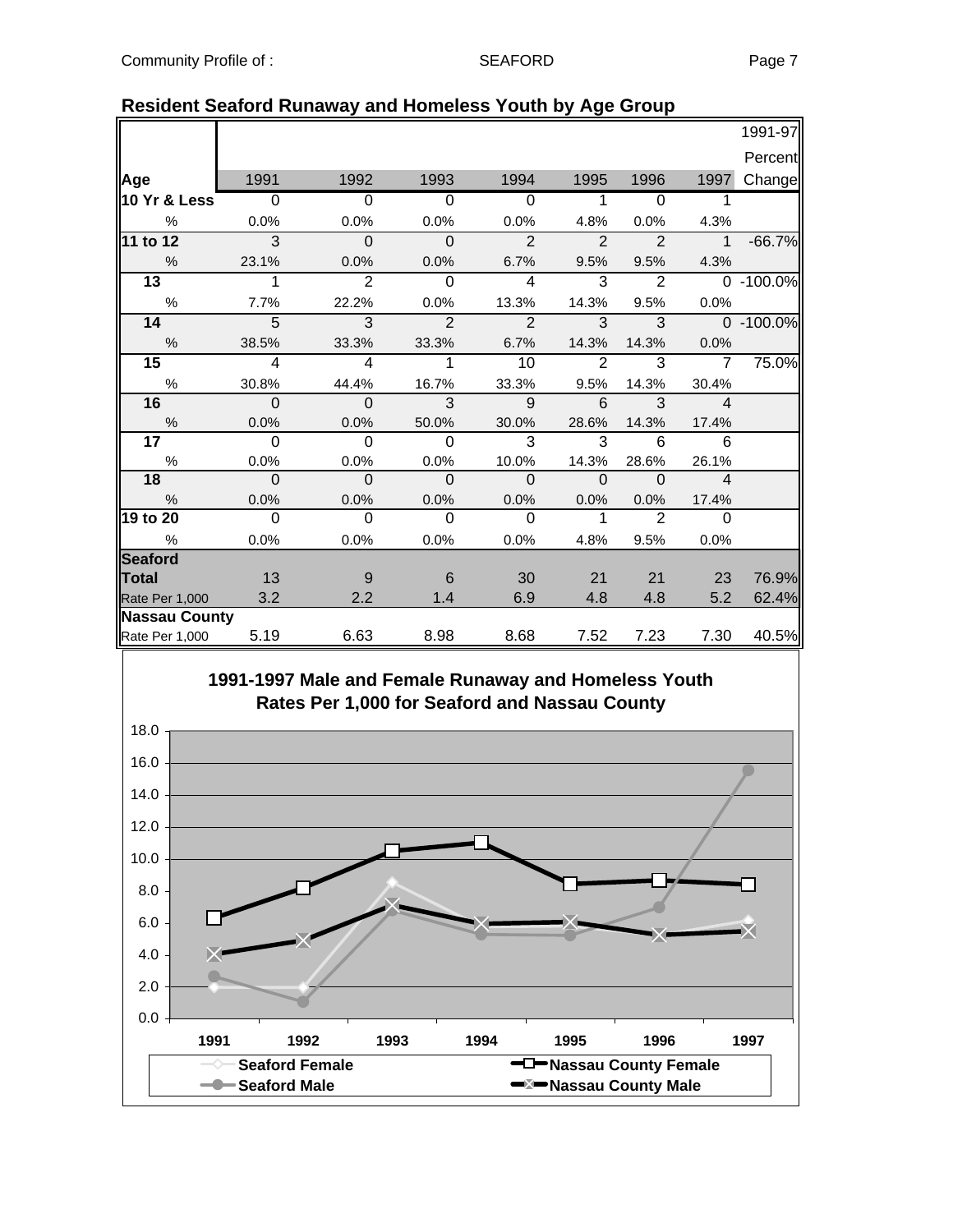## Resident Seaford Runaway and Homeless Youth by Age Group

| Age | 1991 | 1992 | 1993 | 1994 | 1995 | 1996 | 1997 | 1991-97 Percent Change |
|---|---|---|---|---|---|---|---|---|
| **10 Yr & Less** | 0 | 0 | 0 | 0 | 1 | 0 | 1 | |
| % | 0.0% | 0.0% | 0.0% | 0.0% | 4.8% | 0.0% | 4.3% | |
| **11 to 12** | 3 | 0 | 0 | 2 | 2 | 2 | 1 | -66.7% |
| % | 23.1% | 0.0% | 0.0% | 6.7% | 9.5% | 9.5% | 4.3% | |
| **13** | 1 | 2 | 0 | 4 | 3 | 2 | 0 | -100.0% |
| % | 7.7% | 22.2% | 0.0% | 13.3% | 14.3% | 9.5% | 0.0% | |
| **14** | 5 | 3 | 2 | 2 | 3 | 3 | 0 | -100.0% |
| % | 38.5% | 33.3% | 33.3% | 6.7% | 14.3% | 14.3% | 0.0% | |
| **15** | 4 | 4 | 1 | 10 | 2 | 3 | 7 | 75.0% |
| % | 30.8% | 44.4% | 16.7% | 33.3% | 9.5% | 14.3% | 30.4% | |
| **16** | 0 | 0 | 3 | 9 | 6 | 3 | 4 | |
| % | 0.0% | 0.0% | 50.0% | 30.0% | 28.6% | 14.3% | 17.4% | |
| **17** | 0 | 0 | 0 | 3 | 3 | 6 | 6 | |
| % | 0.0% | 0.0% | 0.0% | 10.0% | 14.3% | 28.6% | 26.1% | |
| **18** | 0 | 0 | 0 | 0 | 0 | 0 | 4 | |
| % | 0.0% | 0.0% | 0.0% | 0.0% | 0.0% | 0.0% | 17.4% | |
| **19 to 20** | 0 | 0 | 0 | 0 | 1 | 2 | 0 | |
| % | 0.0% | 0.0% | 0.0% | 0.0% | 4.8% | 9.5% | 0.0% | |
| **Seaford Total** | 13 | 9 | 6 | 30 | 21 | 21 | 23 | 76.9% |
| Rate Per 1,000 | 3.2 | 2.2 | 1.4 | 6.9 | 4.8 | 4.8 | 5.2 | 62.4% |
| **Nassau County** Rate Per 1,000 | 5.19 | 6.63 | 8.98 | 8.68 | 7.52 | 7.23 | 7.30 | 40.5% |

**1991-1997 Male and Female Runaway and Homeless Youth Rates Per 1,000 for Seaford and Nassau County**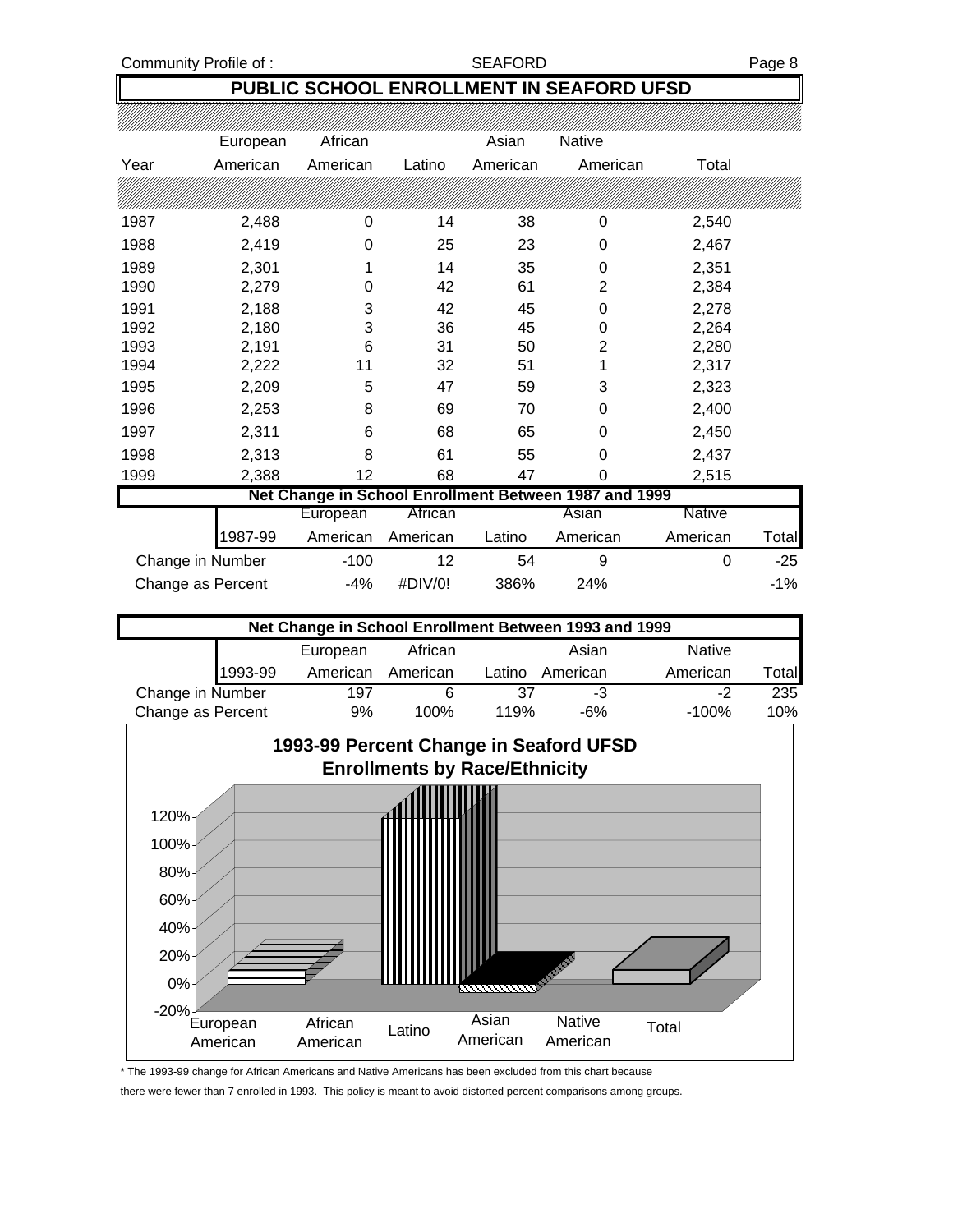## PUBLIC SCHOOL ENROLLMENT IN SEAFORD UFSD

| Year | European American | African American | Latino | Asian American | Native American | Total |
|---|---|---|---|---|---|---|
| 1987 | 2,488 | 0 | 14 | 38 | 0 | 2,540 |
| 1988 | 2,419 | 0 | 25 | 23 | 0 | 2,467 |
| 1989 | 2,301 | 1 | 14 | 35 | 0 | 2,351 |
| 1990 | 2,279 | 0 | 42 | 61 | 2 | 2,384 |
| 1991 | 2,188 | 3 | 42 | 45 | 0 | 2,278 |
| 1992 | 2,180 | 3 | 36 | 45 | 0 | 2,264 |
| 1993 | 2,191 | 6 | 31 | 50 | 2 | 2,280 |
| 1994 | 2,222 | 11 | 32 | 51 | 1 | 2,317 |
| 1995 | 2,209 | 5 | 47 | 59 | 3 | 2,323 |
| 1996 | 2,253 | 8 | 69 | 70 | 0 | 2,400 |
| 1997 | 2,311 | 6 | 68 | 65 | 0 | 2,450 |
| 1998 | 2,313 | 8 | 61 | 55 | 0 | 2,437 |
| 1999 | 2,388 | 12 | 68 | 47 | 0 | 2,515 |

### Net Change in School Enrollment Between 1987 and 1999

| 1987-99 | European American | African American | Latino | Asian American | Native American | Total |
|---|---|---|---|---|---|---|
| Change in Number | -100 | 12 | 54 | 9 | 0 | -25 |
| Change as Percent | -4% | #DIV/0! | 386% | 24% | | -1% |

### Net Change in School Enrollment Between 1993 and 1999

| 1993-99 | European American | African American | Latino | Asian American | Native American | Total |
|---|---|---|---|---|---|---|
| Change in Number | 197 | 6 | 37 | -3 | -2 | 235 |
| Change as Percent | 9% | 100% | 119% | -6% | -100% | 10% |

**1993-99 Percent Change in Seaford UFSD Enrollments by Race/Ethnicity**

| | European American | African American | Latino | Asian American | Native American | Total |
|---|---|---|---|---|---|---|
| 1993-99 % Change | 9% | | 119% | -6% | | 10% |

\* The 1993-99 change for African Americans and Native Americans has been excluded from this chart because there were fewer than 7 enrolled in 1993. This policy is meant to avoid distorted percent comparisons among groups.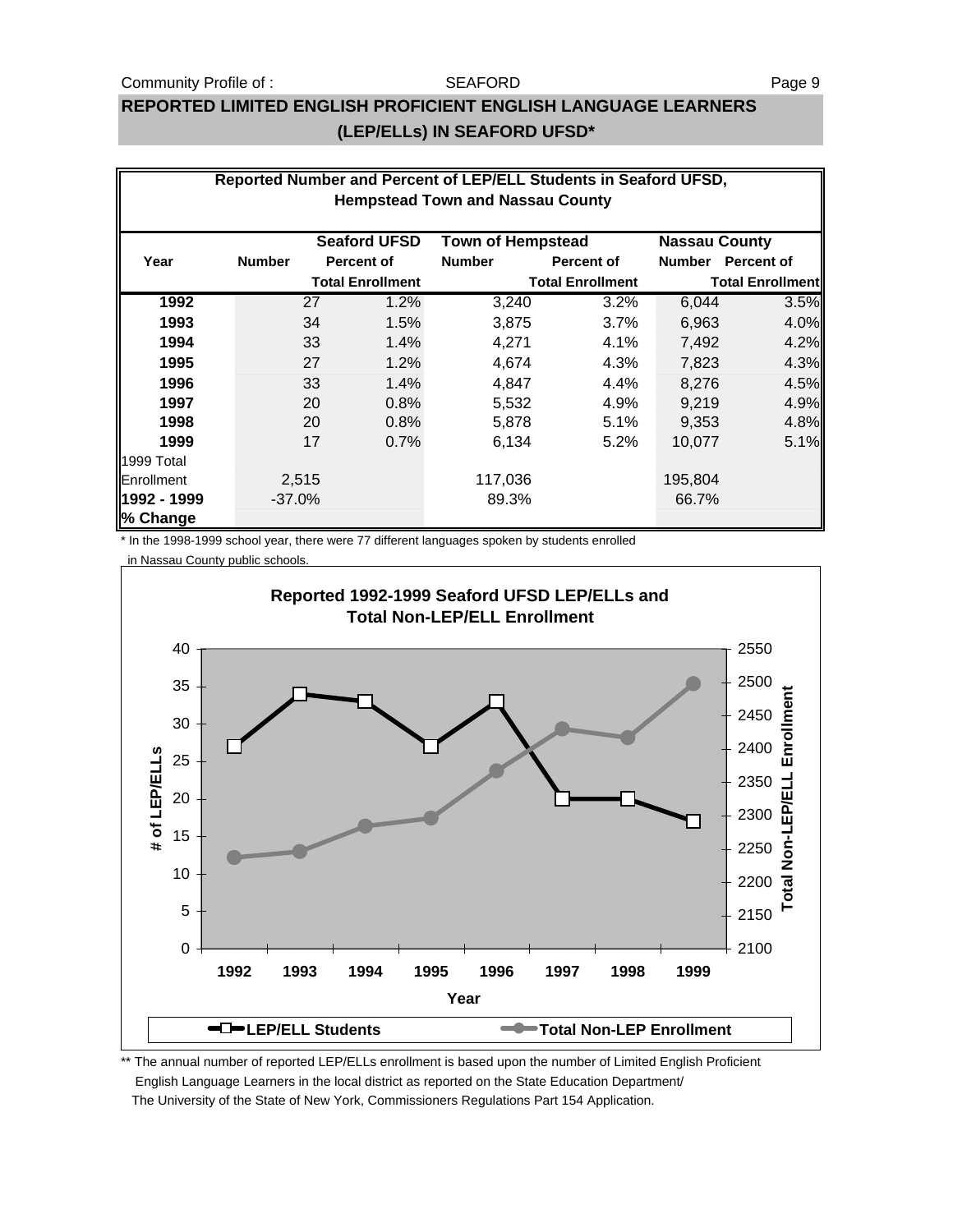## REPORTED LIMITED ENGLISH PROFICIENT ENGLISH LANGUAGE LEARNERS (LEP/ELLs) IN SEAFORD UFSD*

**Reported Number and Percent of LEP/ELL Students in Seaford UFSD, Hempstead Town and Nassau County**

| Year | Seaford UFSD Number | Seaford UFSD Percent of Total Enrollment | Town of Hempstead Number | Town of Hempstead Percent of Total Enrollment | Nassau County Number | Nassau County Percent of Total Enrollment |
|---|---|---|---|---|---|---|
| **1992** | 27 | 1.2% | 3,240 | 3.2% | 6,044 | 3.5% |
| **1993** | 34 | 1.5% | 3,875 | 3.7% | 6,963 | 4.0% |
| **1994** | 33 | 1.4% | 4,271 | 4.1% | 7,492 | 4.2% |
| **1995** | 27 | 1.2% | 4,674 | 4.3% | 7,823 | 4.3% |
| **1996** | 33 | 1.4% | 4,847 | 4.4% | 8,276 | 4.5% |
| **1997** | 20 | 0.8% | 5,532 | 4.9% | 9,219 | 4.9% |
| **1998** | 20 | 0.8% | 5,878 | 5.1% | 9,353 | 4.8% |
| **1999** | 17 | 0.7% | 6,134 | 5.2% | 10,077 | 5.1% |
| 1999 Total Enrollment | 2,515 | | 117,036 | | 195,804 | |
| **1992 - 1999 % Change** | -37.0% | | 89.3% | | 66.7% | |

\* In the 1998-1999 school year, there were 77 different languages spoken by students enrolled in Nassau County public schools.

**Reported 1992-1999 Seaford UFSD LEP/ELLs and Total Non-LEP/ELL Enrollment**

| Year | LEP/ELL Students | Total Non-LEP Enrollment (approx.) |
|---|---|---|
| 1992 | 27 | ~2,238 |
| 1993 | 34 | ~2,247 |
| 1994 | 33 | ~2,284 |
| 1995 | 27 | ~2,295 |
| 1996 | 33 | ~2,368 |
| 1997 | 20 | ~2,431 |
| 1998 | 20 | ~2,418 |
| 1999 | 17 | 2,498 |

\*\* The annual number of reported LEP/ELLs enrollment is based upon the number of Limited English Proficient English Language Learners in the local district as reported on the State Education Department/ The University of the State of New York, Commissioners Regulations Part 154 Application.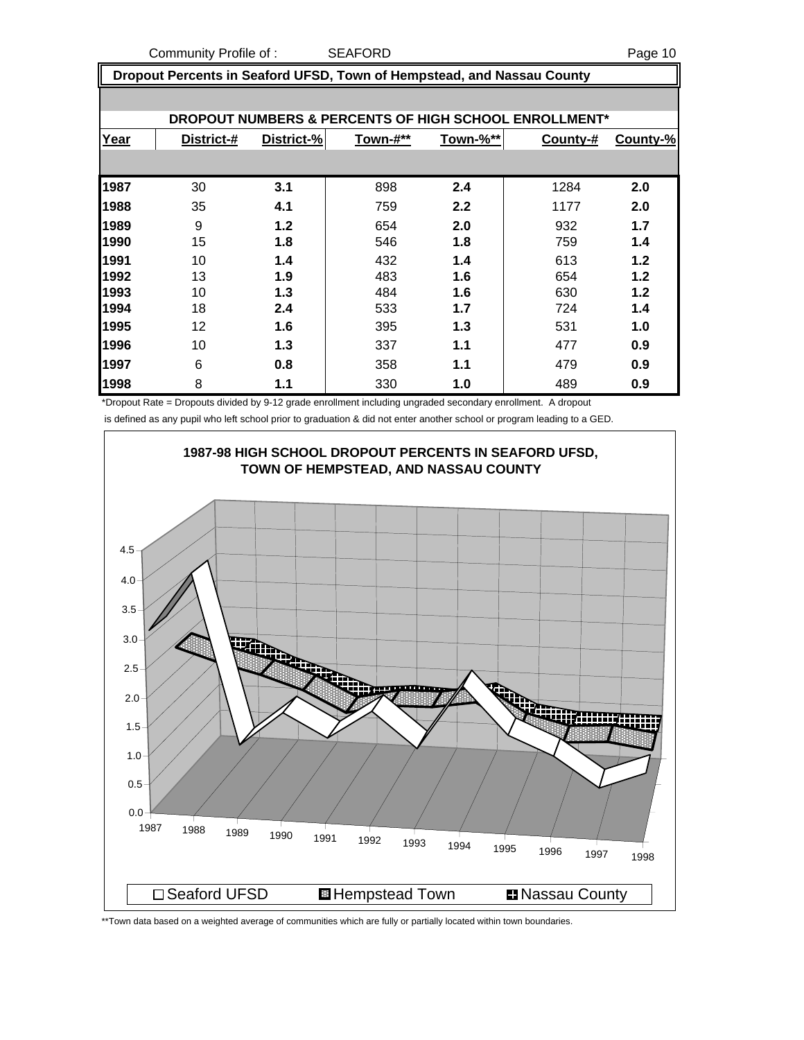Community Profile of : SEAFORD

## Dropout Percents in Seaford UFSD, Town of Hempstead, and Nassau County

### DROPOUT NUMBERS & PERCENTS OF HIGH SCHOOL ENROLLMENT*

| Year | District-# | District-% | Town-#** | Town-%** | County-# | County-% |
|---|---|---|---|---|---|---|
| 1987 | 30 | 3.1 | 898 | 2.4 | 1284 | 2.0 |
| 1988 | 35 | 4.1 | 759 | 2.2 | 1177 | 2.0 |
| 1989 | 9 | 1.2 | 654 | 2.0 | 932 | 1.7 |
| 1990 | 15 | 1.8 | 546 | 1.8 | 759 | 1.4 |
| 1991 | 10 | 1.4 | 432 | 1.4 | 613 | 1.2 |
| 1992 | 13 | 1.9 | 483 | 1.6 | 654 | 1.2 |
| 1993 | 10 | 1.3 | 484 | 1.6 | 630 | 1.2 |
| 1994 | 18 | 2.4 | 533 | 1.7 | 724 | 1.4 |
| 1995 | 12 | 1.6 | 395 | 1.3 | 531 | 1.0 |
| 1996 | 10 | 1.3 | 337 | 1.1 | 477 | 0.9 |
| 1997 | 6 | 0.8 | 358 | 1.1 | 479 | 0.9 |
| 1998 | 8 | 1.1 | 330 | 1.0 | 489 | 0.9 |

*Dropout Rate = Dropouts divided by 9-12 grade enrollment including ungraded secondary enrollment. A dropout is defined as any pupil who left school prior to graduation & did not enter another school or program leading to a GED.

**1987-98 HIGH SCHOOL DROPOUT PERCENTS IN SEAFORD UFSD, TOWN OF HEMPSTEAD, AND NASSAU COUNTY**

Seaford UFSD | Hempstead Town | Nassau County

**Town data based on a weighted average of communities which are fully or partially located within town boundaries.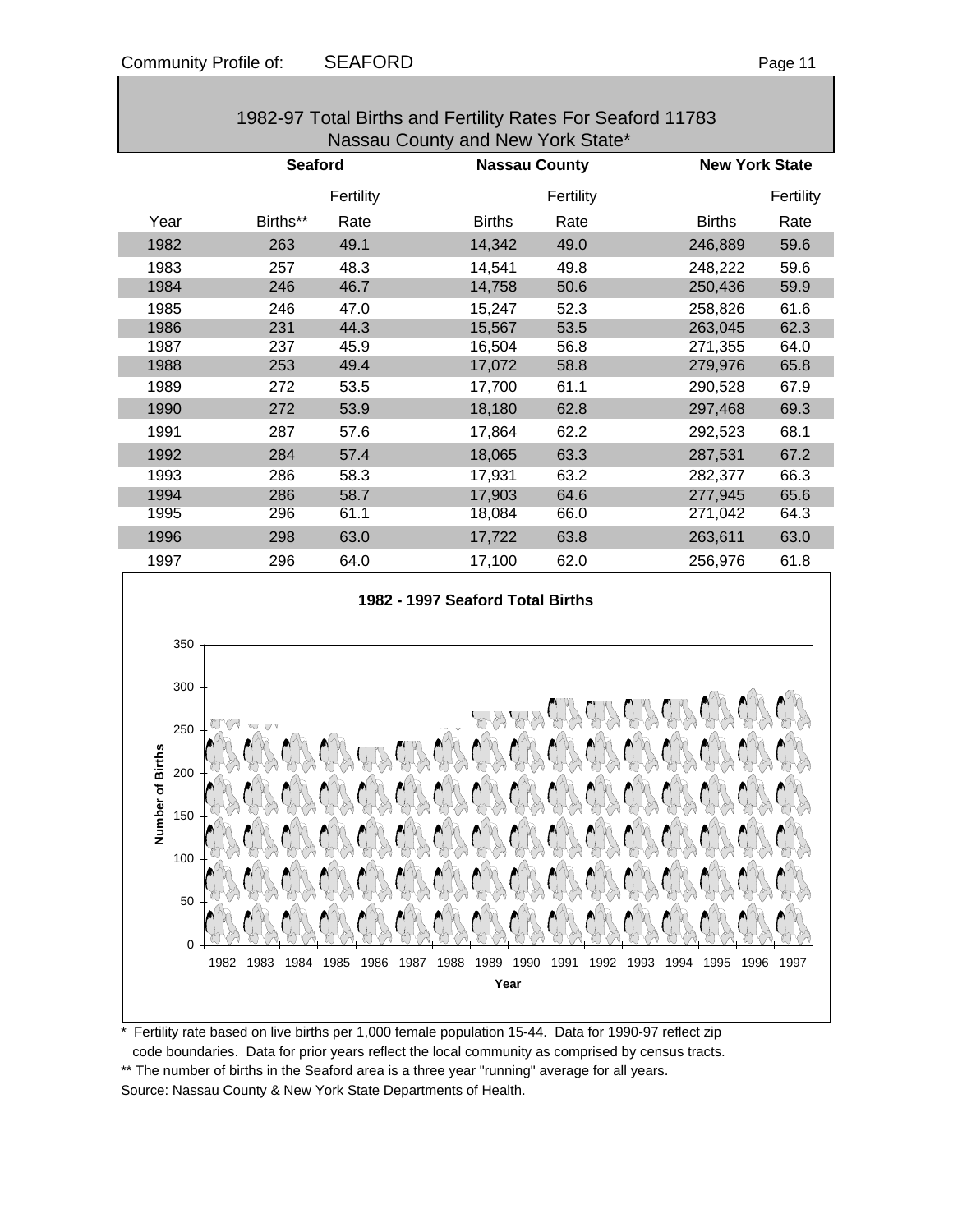## 1982-97 Total Births and Fertility Rates For Seaford 11783 Nassau County and New York State*

| | Seaford | | Nassau County | | New York State | |
|---|---|---|---|---|---|---|
| Year | Births** | Fertility Rate | Births | Fertility Rate | Births | Fertility Rate |
| 1982 | 263 | 49.1 | 14,342 | 49.0 | 246,889 | 59.6 |
| 1983 | 257 | 48.3 | 14,541 | 49.8 | 248,222 | 59.6 |
| 1984 | 246 | 46.7 | 14,758 | 50.6 | 250,436 | 59.9 |
| 1985 | 246 | 47.0 | 15,247 | 52.3 | 258,826 | 61.6 |
| 1986 | 231 | 44.3 | 15,567 | 53.5 | 263,045 | 62.3 |
| 1987 | 237 | 45.9 | 16,504 | 56.8 | 271,355 | 64.0 |
| 1988 | 253 | 49.4 | 17,072 | 58.8 | 279,976 | 65.8 |
| 1989 | 272 | 53.5 | 17,700 | 61.1 | 290,528 | 67.9 |
| 1990 | 272 | 53.9 | 18,180 | 62.8 | 297,468 | 69.3 |
| 1991 | 287 | 57.6 | 17,864 | 62.2 | 292,523 | 68.1 |
| 1992 | 284 | 57.4 | 18,065 | 63.3 | 287,531 | 67.2 |
| 1993 | 286 | 58.3 | 17,931 | 63.2 | 282,377 | 66.3 |
| 1994 | 286 | 58.7 | 17,903 | 64.6 | 277,945 | 65.6 |
| 1995 | 296 | 61.1 | 18,084 | 66.0 | 271,042 | 64.3 |
| 1996 | 298 | 63.0 | 17,722 | 63.8 | 263,611 | 63.0 |
| 1997 | 296 | 64.0 | 17,100 | 62.0 | 256,976 | 61.8 |

**1982 - 1997 Seaford Total Births**

Number of Births (0–350) by Year (1982–1997)

\* Fertility rate based on live births per 1,000 female population 15-44. Data for 1990-97 reflect zip code boundaries. Data for prior years reflect the local community as comprised by census tracts.

** The number of births in the Seaford area is a three year "running" average for all years.

Source: Nassau County & New York State Departments of Health.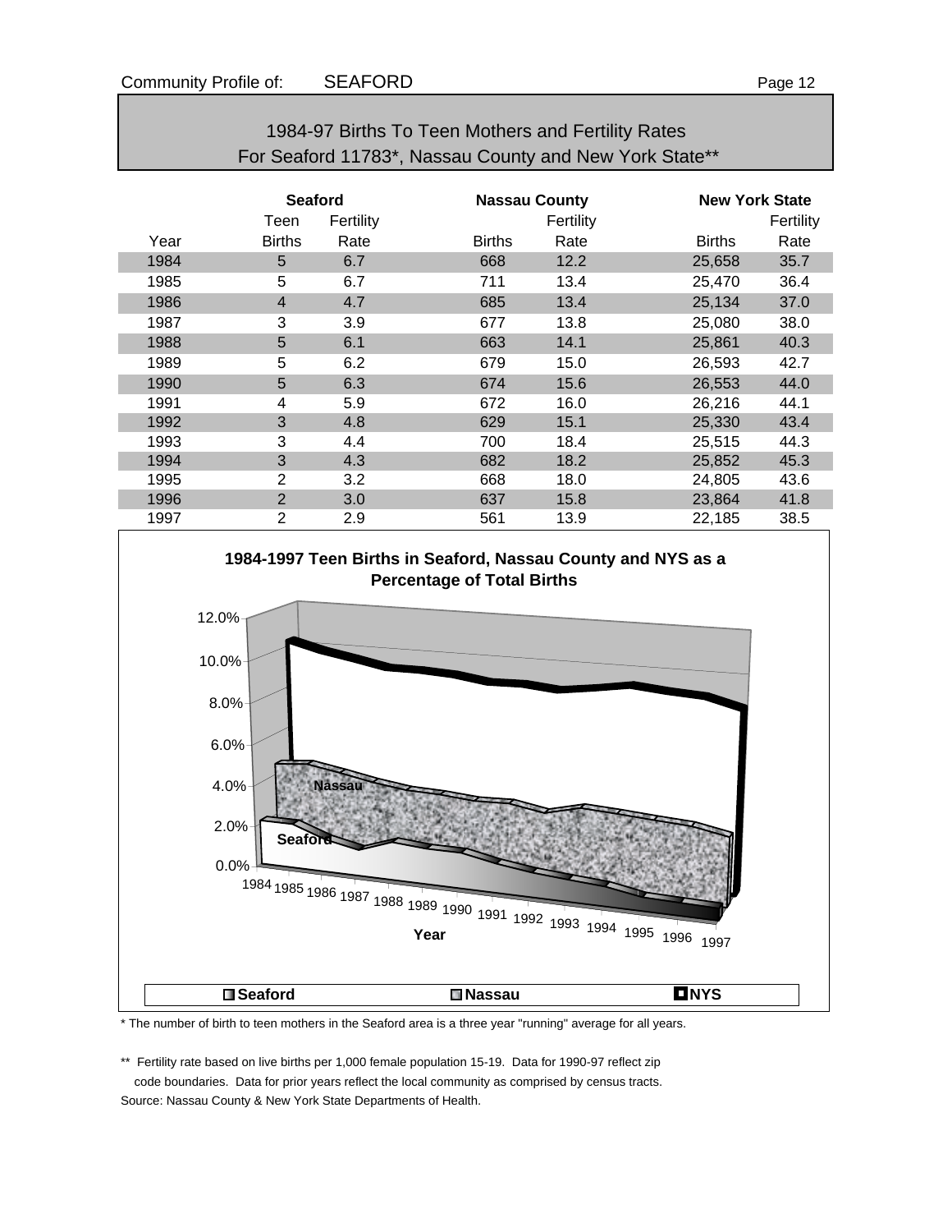## 1984-97 Births To Teen Mothers and Fertility Rates For Seaford 11783*, Nassau County and New York State**

| | Seaford | | Nassau County | | New York State | |
|---|---|---|---|---|---|---|
| | Teen | Fertility | | Fertility | | Fertility |
| Year | Births | Rate | Births | Rate | Births | Rate |
| 1984 | 5 | 6.7 | 668 | 12.2 | 25,658 | 35.7 |
| 1985 | 5 | 6.7 | 711 | 13.4 | 25,470 | 36.4 |
| 1986 | 4 | 4.7 | 685 | 13.4 | 25,134 | 37.0 |
| 1987 | 3 | 3.9 | 677 | 13.8 | 25,080 | 38.0 |
| 1988 | 5 | 6.1 | 663 | 14.1 | 25,861 | 40.3 |
| 1989 | 5 | 6.2 | 679 | 15.0 | 26,593 | 42.7 |
| 1990 | 5 | 6.3 | 674 | 15.6 | 26,553 | 44.0 |
| 1991 | 4 | 5.9 | 672 | 16.0 | 26,216 | 44.1 |
| 1992 | 3 | 4.8 | 629 | 15.1 | 25,330 | 43.4 |
| 1993 | 3 | 4.4 | 700 | 18.4 | 25,515 | 44.3 |
| 1994 | 3 | 4.3 | 682 | 18.2 | 25,852 | 45.3 |
| 1995 | 2 | 3.2 | 668 | 18.0 | 24,805 | 43.6 |
| 1996 | 2 | 3.0 | 637 | 15.8 | 23,864 | 41.8 |
| 1997 | 2 | 2.9 | 561 | 13.9 | 22,185 | 38.5 |

**1984-1997 Teen Births in Seaford, Nassau County and NYS as a Percentage of Total Births**

* The number of birth to teen mothers in the Seaford area is a three year "running" average for all years.

** Fertility rate based on live births per 1,000 female population 15-19. Data for 1990-97 reflect zip code boundaries. Data for prior years reflect the local community as comprised by census tracts.

Source: Nassau County & New York State Departments of Health.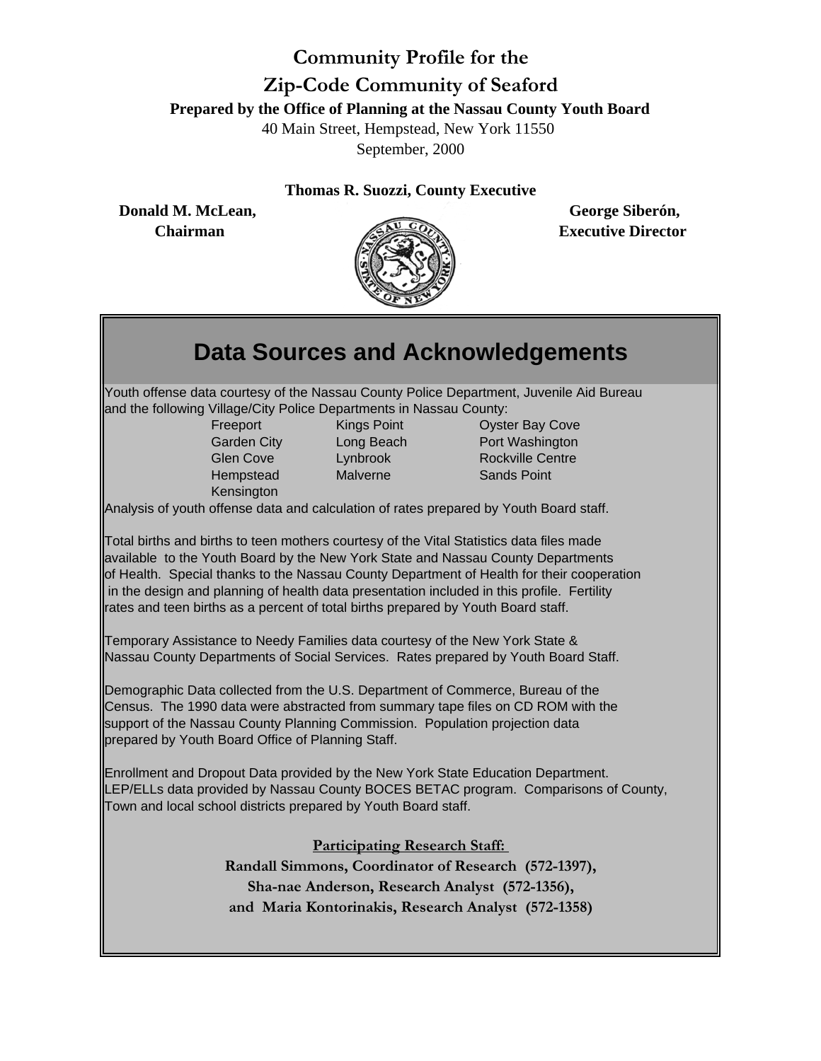# Community Profile for the
# Zip-Code Community of Seaford

**Prepared by the Office of Planning at the Nassau County Youth Board**

40 Main Street, Hempstead, New York 11550

September, 2000

**Thomas R. Suozzi, County Executive**

**Donald M. McLean, Chairman**

**George Siberón, Executive Director**

## Data Sources and Acknowledgements

Youth offense data courtesy of the Nassau County Police Department, Juvenile Aid Bureau and the following Village/City Police Departments in Nassau County:

| | | |
|---|---|---|
| Freeport | Kings Point | Oyster Bay Cove |
| Garden City | Long Beach | Port Washington |
| Glen Cove | Lynbrook | Rockville Centre |
| Hempstead | Malverne | Sands Point |
| Kensington | | |

Analysis of youth offense data and calculation of rates prepared by Youth Board staff.

Total births and births to teen mothers courtesy of the Vital Statistics data files made available to the Youth Board by the New York State and Nassau County Departments of Health. Special thanks to the Nassau County Department of Health for their cooperation in the design and planning of health data presentation included in this profile. Fertility rates and teen births as a percent of total births prepared by Youth Board staff.

Temporary Assistance to Needy Families data courtesy of the New York State & Nassau County Departments of Social Services. Rates prepared by Youth Board Staff.

Demographic Data collected from the U.S. Department of Commerce, Bureau of the Census. The 1990 data were abstracted from summary tape files on CD ROM with the support of the Nassau County Planning Commission. Population projection data prepared by Youth Board Office of Planning Staff.

Enrollment and Dropout Data provided by the New York State Education Department. LEP/ELLs data provided by Nassau County BOCES BETAC program. Comparisons of County, Town and local school districts prepared by Youth Board staff.

**Participating Research Staff:**

**Randall Simmons, Coordinator of Research (572-1397),**
**Sha-nae Anderson, Research Analyst (572-1356),**
**and Maria Kontorinakis, Research Analyst (572-1358)**